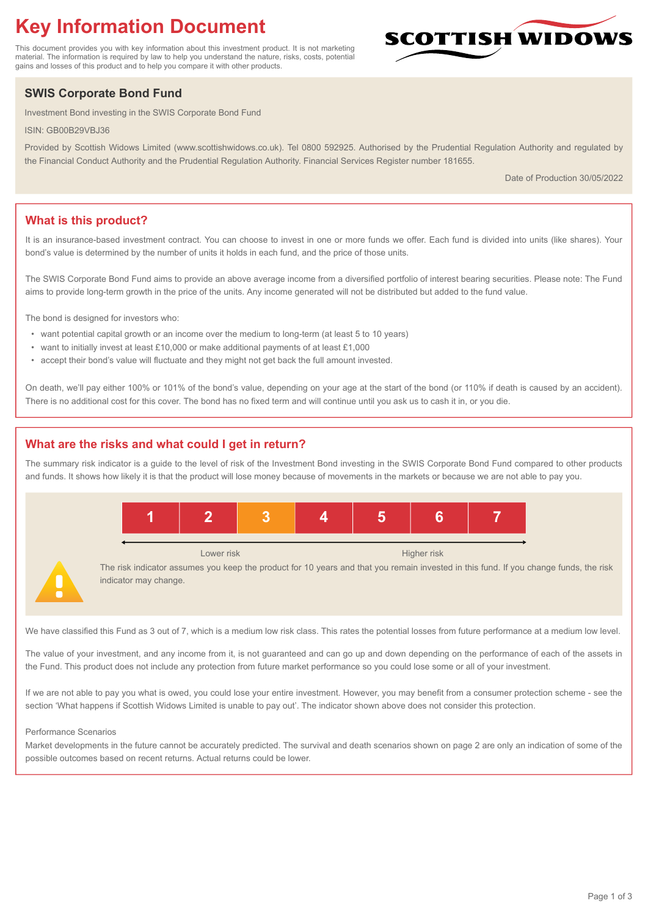# Key Information Document

This document provides you with key information about this investment product. It is not marketing material. The information is required by law to help you understand the nature, risks, costs, potential gains and losses of this product and to help you compare it with other products.

SCOTTISH WIDOWS

## SWIS Corporate Bond Fund

Investment Bond investing in the SWIS Corporate Bond Fund

ISIN: GB00B29VBJ36

Provided by Scottish Widows Limited (www.scottishwidows.co.uk). Tel 0800 592925. Authorised by the Prudential Regulation Authority and regulated by the Financial Conduct Authority and the Prudential Regulation Authority. Financial Services Register number 181655.

Date of Production 30/05/2022

## What is this product?

It is an insurance-based investment contract. You can choose to invest in one or more funds we offer. Each fund is divided into units (like shares). Your bond's value is determined by the number of units it holds in each fund, and the price of those units.

The SWIS Corporate Bond Fund aims to provide an above average income from a diversified portfolio of interest bearing securities. Please note: The Fund aims to provide long-term growth in the price of the units. Any income generated will not be distributed but added to the fund value.

The bond is designed for investors who:

- want potential capital growth or an income over the medium to long-term (at least 5 to 10 years)
- want to initially invest at least £10,000 or make additional payments of at least £1,000
- accept their bond's value will fluctuate and they might not get back the full amount invested.

On death, we'll pay either 100% or 101% of the bond's value, depending on your age at the start of the bond (or 110% if death is caused by an accident). There is no additional cost for this cover. The bond has no fixed term and will continue until you ask us to cash it in, or you die.

## What are the risks and what could I get in return?

The summary risk indicator is a guide to the level of risk of the Investment Bond investing in the SWIS Corporate Bond Fund compared to other products and funds. It shows how likely it is that the product will lose money because of movements in the markets or because we are not able to pay you.

| 1 | 2 | **3** | 4 | 5 | 6 | 7 |
|---|---|---|---|---|---|---|

Lower risk — Higher risk

The risk indicator assumes you keep the product for 10 years and that you remain invested in this fund. If you change funds, the risk indicator may change.

We have classified this Fund as 3 out of 7, which is a medium low risk class. This rates the potential losses from future performance at a medium low level.

The value of your investment, and any income from it, is not guaranteed and can go up and down depending on the performance of each of the assets in the Fund. This product does not include any protection from future market performance so you could lose some or all of your investment.

If we are not able to pay you what is owed, you could lose your entire investment. However, you may benefit from a consumer protection scheme - see the section 'What happens if Scottish Widows Limited is unable to pay out'. The indicator shown above does not consider this protection.

Performance Scenarios

Market developments in the future cannot be accurately predicted. The survival and death scenarios shown on page 2 are only an indication of some of the possible outcomes based on recent returns. Actual returns could be lower.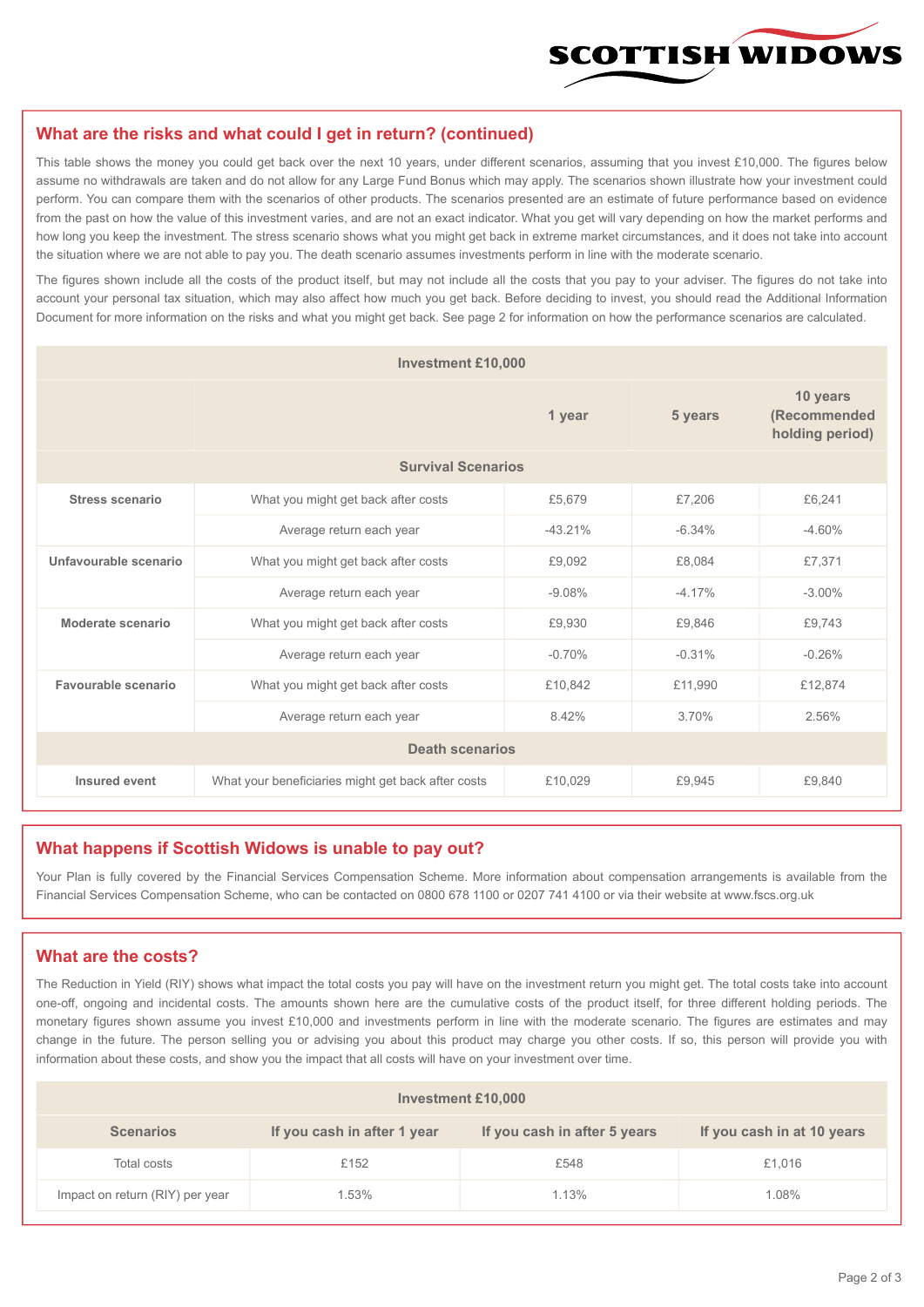## What are the risks and what could I get in return? (continued)

This table shows the money you could get back over the next 10 years, under different scenarios, assuming that you invest £10,000. The figures below assume no withdrawals are taken and do not allow for any Large Fund Bonus which may apply. The scenarios shown illustrate how your investment could perform. You can compare them with the scenarios of other products. The scenarios presented are an estimate of future performance based on evidence from the past on how the value of this investment varies, and are not an exact indicator. What you get will vary depending on how the market performs and how long you keep the investment. The stress scenario shows what you might get back in extreme market circumstances, and it does not take into account the situation where we are not able to pay you. The death scenario assumes investments perform in line with the moderate scenario.

The figures shown include all the costs of the product itself, but may not include all the costs that you pay to your adviser. The figures do not take into account your personal tax situation, which may also affect how much you get back. Before deciding to invest, you should read the Additional Information Document for more information on the risks and what you might get back. See page 2 for information on how the performance scenarios are calculated.

| Investment £10,000 | | | | |
|---|---|---|---|---|
| | | 1 year | 5 years | 10 years (Recommended holding period) |
| **Survival Scenarios** | | | | |
| **Stress scenario** | What you might get back after costs | £5,679 | £7,206 | £6,241 |
| | Average return each year | -43.21% | -6.34% | -4.60% |
| **Unfavourable scenario** | What you might get back after costs | £9,092 | £8,084 | £7,371 |
| | Average return each year | -9.08% | -4.17% | -3.00% |
| **Moderate scenario** | What you might get back after costs | £9,930 | £9,846 | £9,743 |
| | Average return each year | -0.70% | -0.31% | -0.26% |
| **Favourable scenario** | What you might get back after costs | £10,842 | £11,990 | £12,874 |
| | Average return each year | 8.42% | 3.70% | 2.56% |
| **Death scenarios** | | | | |
| **Insured event** | What your beneficiaries might get back after costs | £10,029 | £9,945 | £9,840 |

## What happens if Scottish Widows is unable to pay out?

Your Plan is fully covered by the Financial Services Compensation Scheme. More information about compensation arrangements is available from the Financial Services Compensation Scheme, who can be contacted on 0800 678 1100 or 0207 741 4100 or via their website at www.fscs.org.uk

## What are the costs?

The Reduction in Yield (RIY) shows what impact the total costs you pay will have on the investment return you might get. The total costs take into account one-off, ongoing and incidental costs. The amounts shown here are the cumulative costs of the product itself, for three different holding periods. The monetary figures shown assume you invest £10,000 and investments perform in line with the moderate scenario. The figures are estimates and may change in the future. The person selling you or advising you about this product may charge you other costs. If so, this person will provide you with information about these costs, and show you the impact that all costs will have on your investment over time.

| Investment £10,000 | | | |
|---|---|---|---|
| **Scenarios** | **If you cash in after 1 year** | **If you cash in after 5 years** | **If you cash in at 10 years** |
| Total costs | £152 | £548 | £1,016 |
| Impact on return (RIY) per year | 1.53% | 1.13% | 1.08% |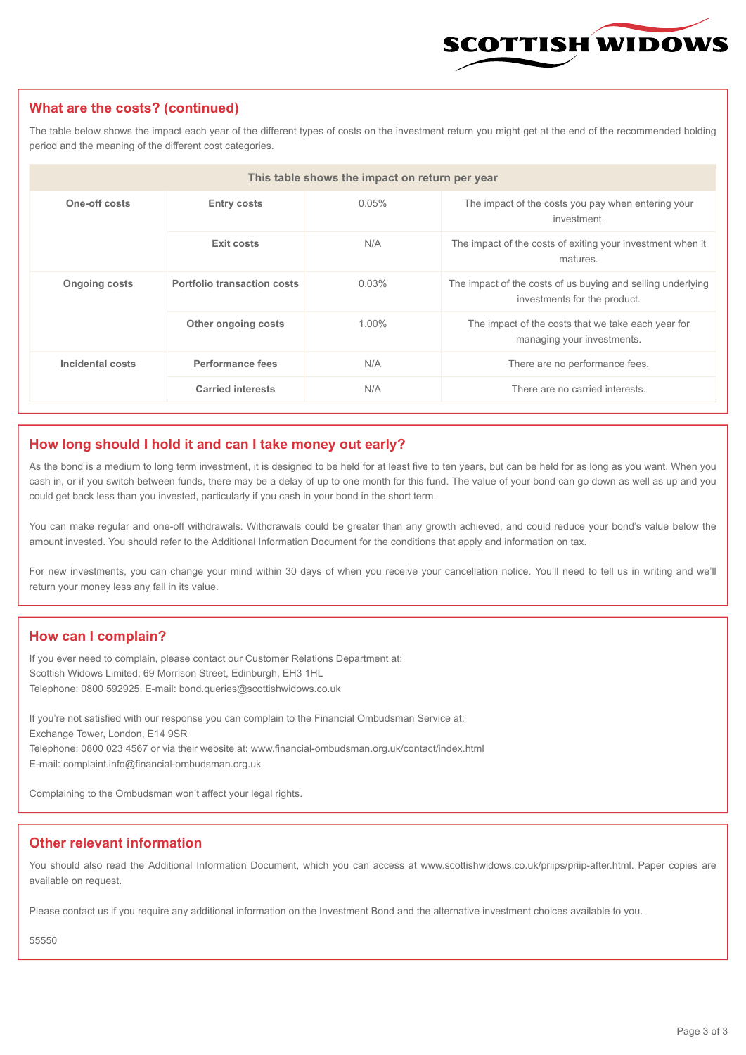## What are the costs? (continued)

The table below shows the impact each year of the different types of costs on the investment return you might get at the end of the recommended holding period and the meaning of the different cost categories.

| This table shows the impact on return per year | | | |
|---|---|---|---|
| **One-off costs** | **Entry costs** | 0.05% | The impact of the costs you pay when entering your investment. |
| | **Exit costs** | N/A | The impact of the costs of exiting your investment when it matures. |
| **Ongoing costs** | **Portfolio transaction costs** | 0.03% | The impact of the costs of us buying and selling underlying investments for the product. |
| | **Other ongoing costs** | 1.00% | The impact of the costs that we take each year for managing your investments. |
| **Incidental costs** | **Performance fees** | N/A | There are no performance fees. |
| | **Carried interests** | N/A | There are no carried interests. |

## How long should I hold it and can I take money out early?

As the bond is a medium to long term investment, it is designed to be held for at least five to ten years, but can be held for as long as you want. When you cash in, or if you switch between funds, there may be a delay of up to one month for this fund. The value of your bond can go down as well as up and you could get back less than you invested, particularly if you cash in your bond in the short term.

You can make regular and one-off withdrawals. Withdrawals could be greater than any growth achieved, and could reduce your bond's value below the amount invested. You should refer to the Additional Information Document for the conditions that apply and information on tax.

For new investments, you can change your mind within 30 days of when you receive your cancellation notice. You'll need to tell us in writing and we'll return your money less any fall in its value.

## How can I complain?

If you ever need to complain, please contact our Customer Relations Department at:
Scottish Widows Limited, 69 Morrison Street, Edinburgh, EH3 1HL
Telephone: 0800 592925. E-mail: bond.queries@scottishwidows.co.uk

If you're not satisfied with our response you can complain to the Financial Ombudsman Service at:
Exchange Tower, London, E14 9SR
Telephone: 0800 023 4567 or via their website at: www.financial-ombudsman.org.uk/contact/index.html
E-mail: complaint.info@financial-ombudsman.org.uk

Complaining to the Ombudsman won't affect your legal rights.

## Other relevant information

You should also read the Additional Information Document, which you can access at www.scottishwidows.co.uk/priips/priip-after.html. Paper copies are available on request.

Please contact us if you require any additional information on the Investment Bond and the alternative investment choices available to you.

55550